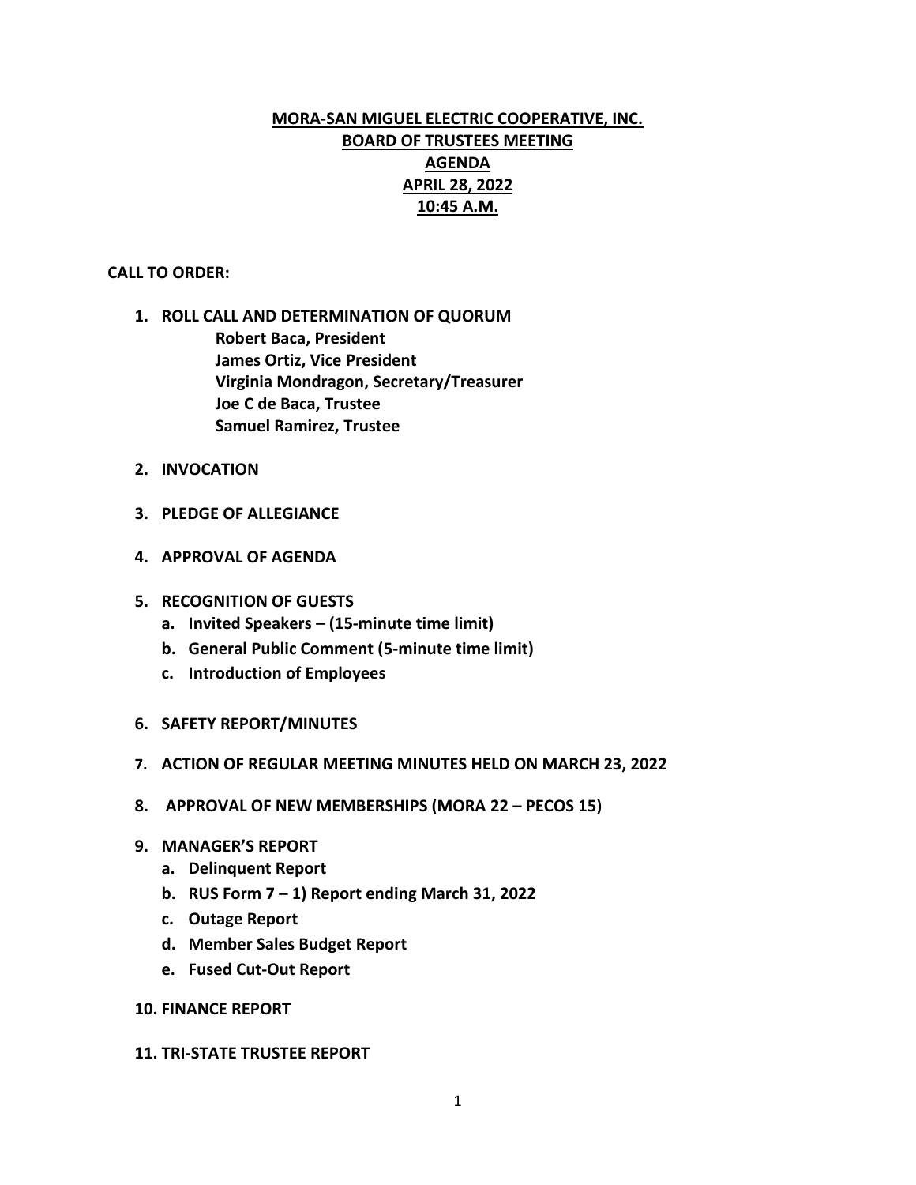**MORA-SAN MIGUEL ELECTRIC COOPERATIVE, INC.**
**BOARD OF TRUSTEES MEETING**
**AGENDA**
**APRIL 28, 2022**
**10:45 A.M.**

**CALL TO ORDER:**

1. **ROLL CALL AND DETERMINATION OF QUORUM**
   - **Robert Baca, President**
   - **James Ortiz, Vice President**
   - **Virginia Mondragon, Secretary/Treasurer**
   - **Joe C de Baca, Trustee**
   - **Samuel Ramirez, Trustee**

2. **INVOCATION**

3. **PLEDGE OF ALLEGIANCE**

4. **APPROVAL OF AGENDA**

5. **RECOGNITION OF GUESTS**
   a. **Invited Speakers – (15-minute time limit)**
   b. **General Public Comment (5-minute time limit)**
   c. **Introduction of Employees**

6. **SAFETY REPORT/MINUTES**

7. **ACTION OF REGULAR MEETING MINUTES HELD ON MARCH 23, 2022**

8. **APPROVAL OF NEW MEMBERSHIPS (MORA 22 – PECOS 15)**

9. **MANAGER'S REPORT**
   a. **Delinquent Report**
   b. **RUS Form 7 – 1) Report ending March 31, 2022**
   c. **Outage Report**
   d. **Member Sales Budget Report**
   e. **Fused Cut-Out Report**

10. **FINANCE REPORT**

11. **TRI-STATE TRUSTEE REPORT**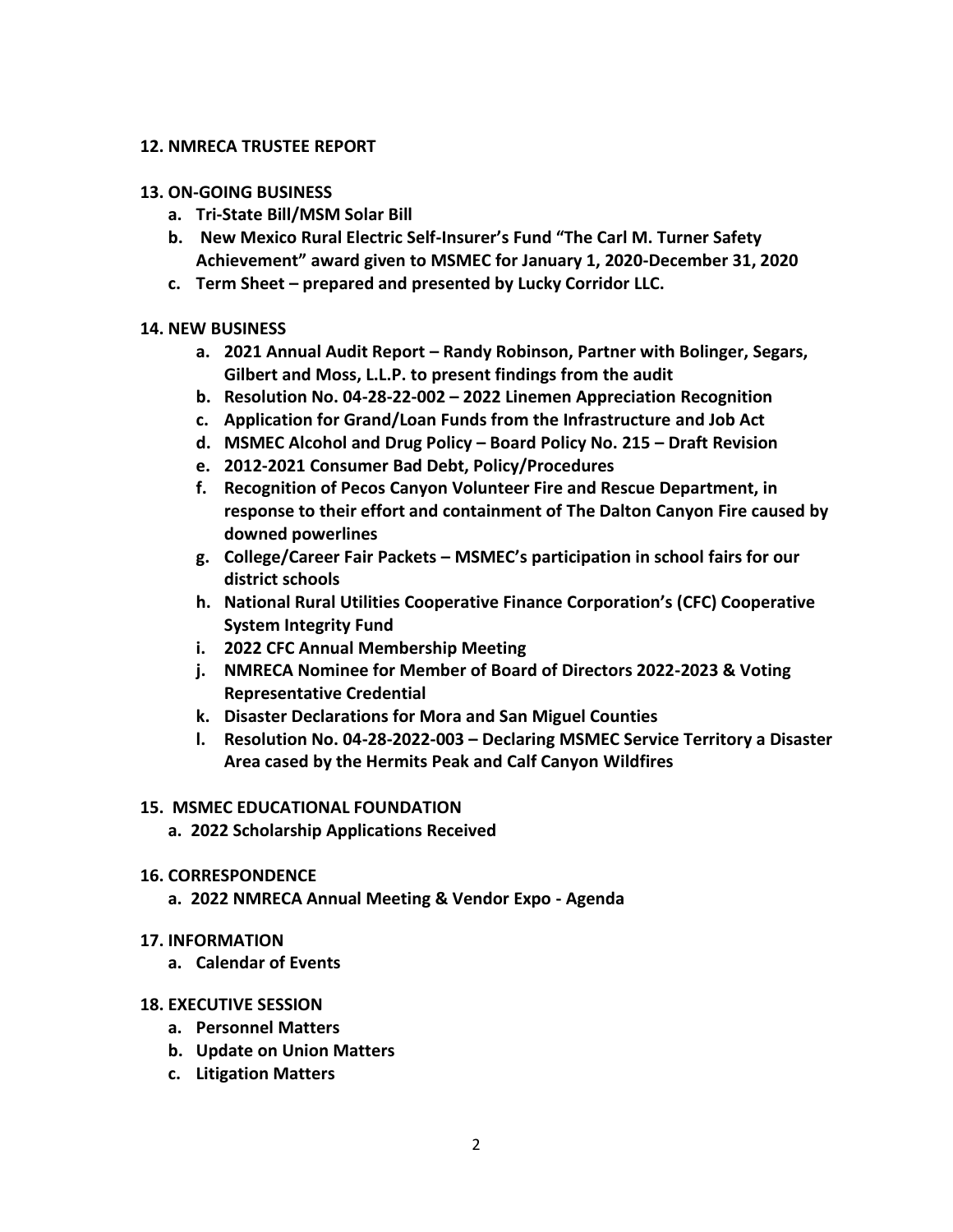**12. NMRECA TRUSTEE REPORT**

**13. ON-GOING BUSINESS**

- **a. Tri-State Bill/MSM Solar Bill**
- **b. New Mexico Rural Electric Self-Insurer's Fund "The Carl M. Turner Safety Achievement" award given to MSMEC for January 1, 2020-December 31, 2020**
- **c. Term Sheet – prepared and presented by Lucky Corridor LLC.**

**14. NEW BUSINESS**

- **a. 2021 Annual Audit Report – Randy Robinson, Partner with Bolinger, Segars, Gilbert and Moss, L.L.P. to present findings from the audit**
- **b. Resolution No. 04-28-22-002 – 2022 Linemen Appreciation Recognition**
- **c. Application for Grand/Loan Funds from the Infrastructure and Job Act**
- **d. MSMEC Alcohol and Drug Policy – Board Policy No. 215 – Draft Revision**
- **e. 2012-2021 Consumer Bad Debt, Policy/Procedures**
- **f. Recognition of Pecos Canyon Volunteer Fire and Rescue Department, in response to their effort and containment of The Dalton Canyon Fire caused by downed powerlines**
- **g. College/Career Fair Packets – MSMEC's participation in school fairs for our district schools**
- **h. National Rural Utilities Cooperative Finance Corporation's (CFC) Cooperative System Integrity Fund**
- **i. 2022 CFC Annual Membership Meeting**
- **j. NMRECA Nominee for Member of Board of Directors 2022-2023 & Voting Representative Credential**
- **k. Disaster Declarations for Mora and San Miguel Counties**
- **l. Resolution No. 04-28-2022-003 – Declaring MSMEC Service Territory a Disaster Area cased by the Hermits Peak and Calf Canyon Wildfires**

**15. MSMEC EDUCATIONAL FOUNDATION**

- **a. 2022 Scholarship Applications Received**

**16. CORRESPONDENCE**

- **a. 2022 NMRECA Annual Meeting & Vendor Expo - Agenda**

**17. INFORMATION**

- **a. Calendar of Events**

**18. EXECUTIVE SESSION**

- **a. Personnel Matters**
- **b. Update on Union Matters**
- **c. Litigation Matters**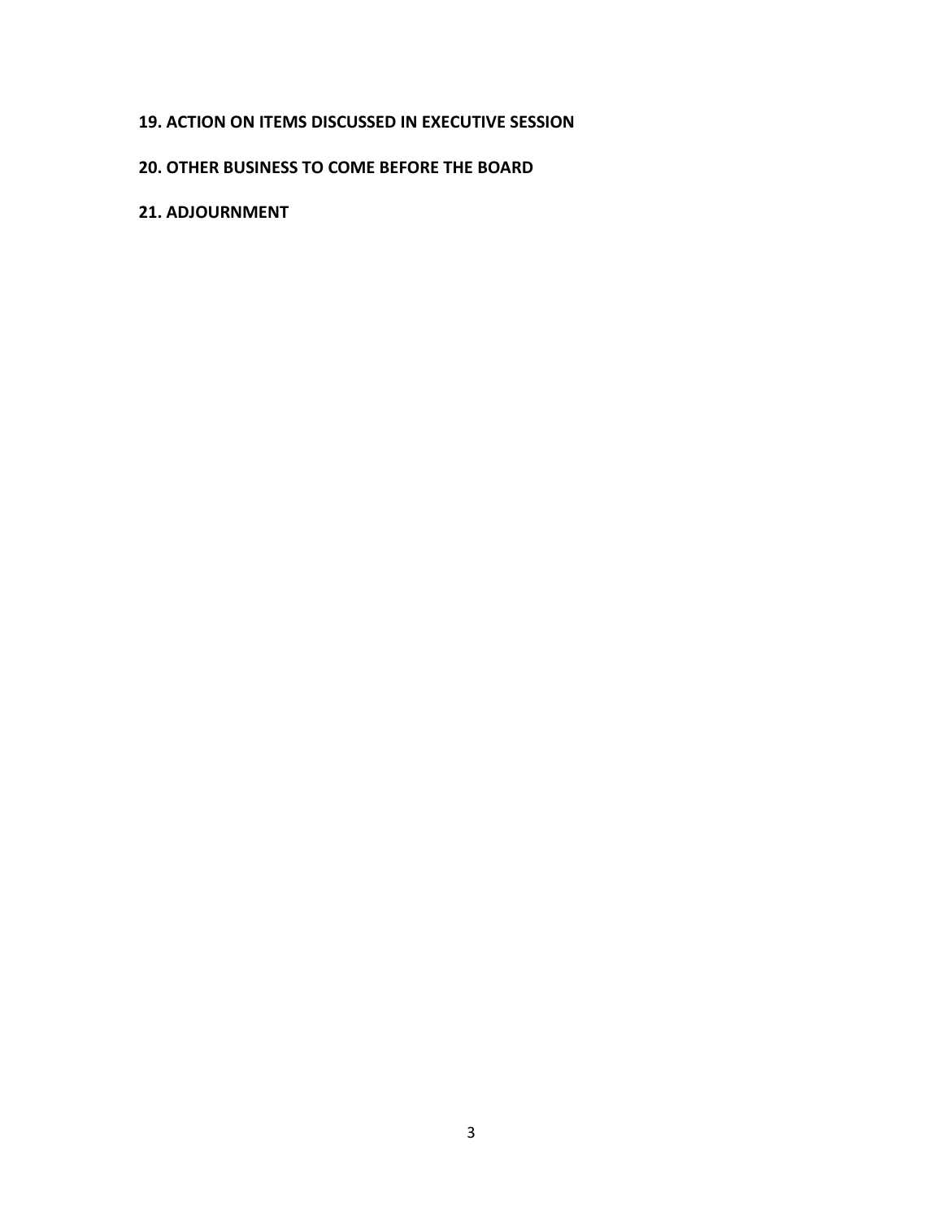**19. ACTION ON ITEMS DISCUSSED IN EXECUTIVE SESSION**

**20. OTHER BUSINESS TO COME BEFORE THE BOARD**

**21. ADJOURNMENT**